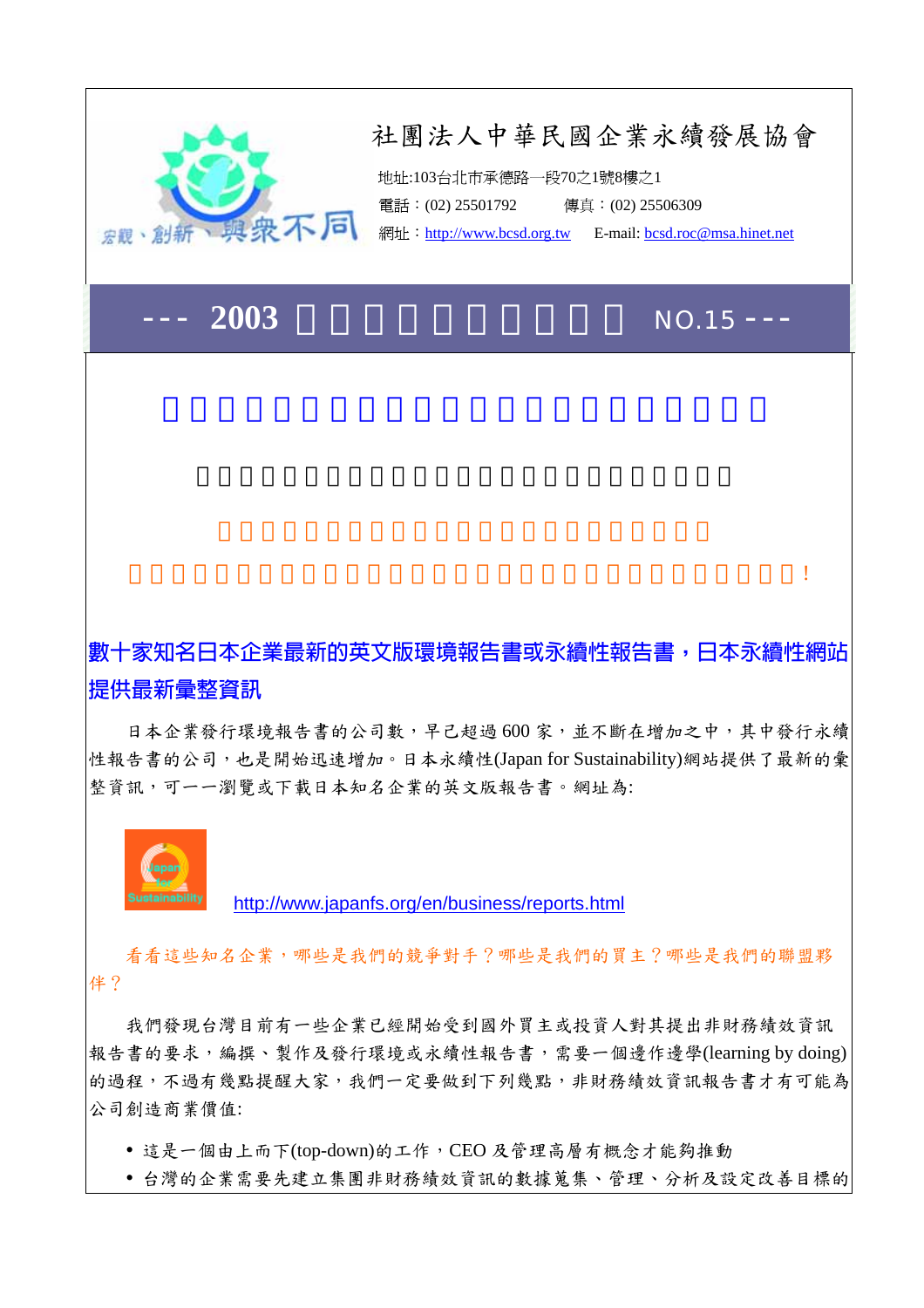# 社團法人中華民國企業永續發展協會

地址:103台北市承德路一段70之1號8樓之1

電話：(02) 25501792　　傳真：(02) 25506309

網址：http://www.bcsd.org.tw　E-mail: bcsd.roc@msa.hinet.net

## --- 2003 NO.15 ---

## 數十家知名日本企業最新的英文版環境報告書或永續性報告書，日本永續性網站提供最新彙整資訊

日本企業發行環境報告書的公司數，早已超過600家，並不斷在增加之中，其中發行永續性報告書的公司，也是開始迅速增加。日本永續性(Japan for Sustainability)網站提供了最新的彙整資訊，可一一瀏覽或下載日本知名企業的英文版報告書。網址為:

http://www.japanfs.org/en/business/reports.html

看看這些知名企業，哪些是我們的競爭對手？哪些是我們的買主？哪些是我們的聯盟夥伴？

我們發現台灣目前有一些企業已經開始受到國外買主或投資人對其提出非財務績效資訊報告書的要求，編撰、製作及發行環境或永續性報告書，需要一個邊作邊學(learning by doing)的過程，不過有幾點提醒大家，我們一定要做到下列幾點，非財務績效資訊報告書才有可能為公司創造商業價值:

- 這是一個由上而下(top-down)的工作，CEO及管理高層有概念才能夠推動
- 台灣的企業需要先建立集團非財務績效資訊的數據蒐集、管理、分析及設定改善目標的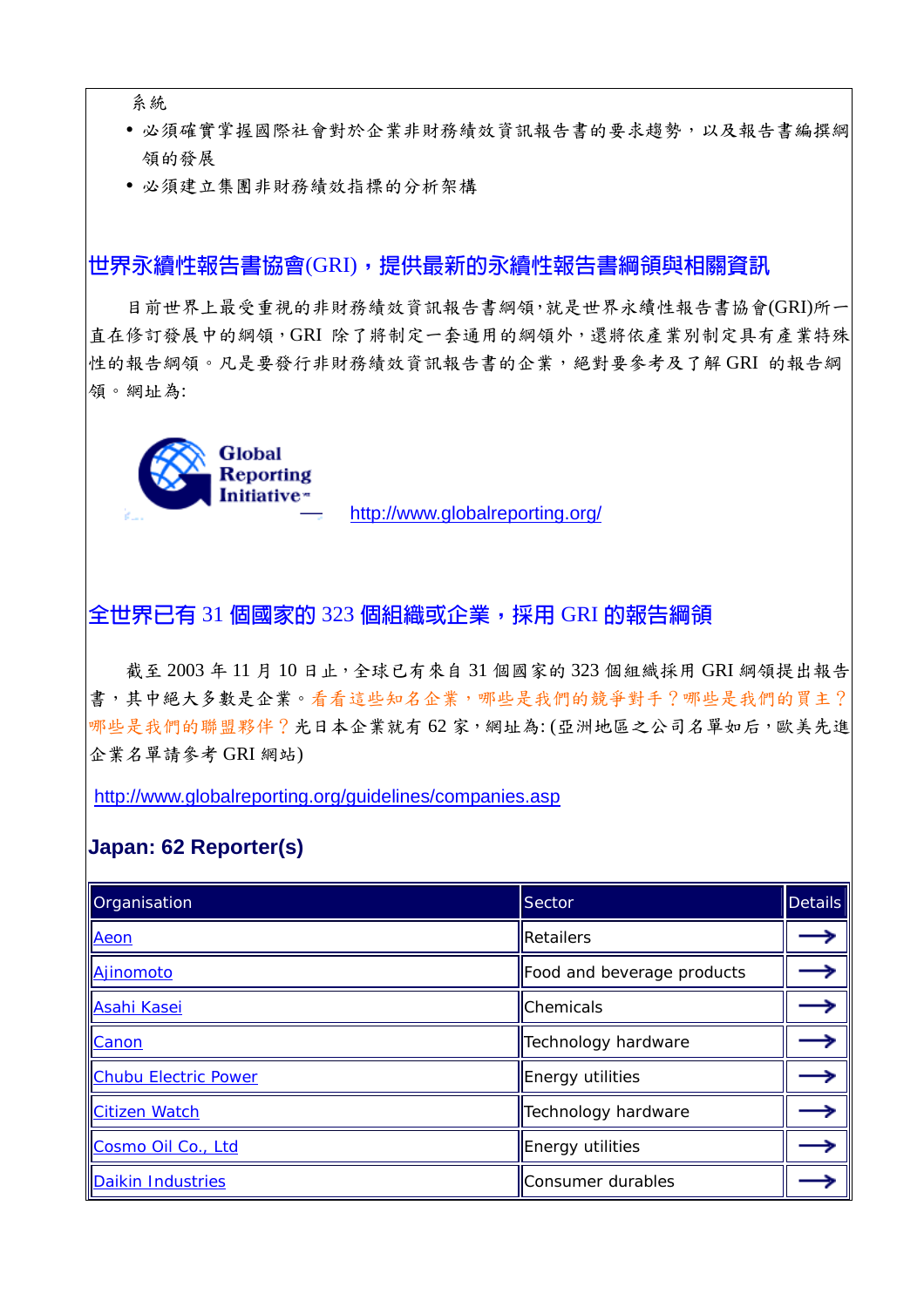系統

- 必須確實掌握國際社會對於企業非財務績效資訊報告書的要求趨勢，以及報告書編撰綱領的發展
- 必須建立集團非財務績效指標的分析架構

## 世界永續性報告書協會(GRI)，提供最新的永續性報告書綱領與相關資訊

目前世界上最受重視的非財務績效資訊報告書綱領，就是世界永續性報告書協會(GRI)所一直在修訂發展中的綱領，GRI 除了將制定一套通用的綱領外，還將依產業別制定具有產業特殊性的報告綱領。凡是要發行非財務績效資訊報告書的企業，絕對要參考及了解 GRI 的報告綱領。網址為:

Global Reporting Initiative — http://www.globalreporting.org/

## 全世界已有 31 個國家的 323 個組織或企業，採用 GRI 的報告綱領

截至 2003 年 11 月 10 日止，全球已有來自 31 個國家的 323 個組織採用 GRI 綱領提出報告書，其中絕大多數是企業。看看這些知名企業，哪些是我們的競爭對手？哪些是我們的買主？哪些是我們的聯盟夥伴？光日本企業就有 62 家，網址為:(亞洲地區之公司名單如后，歐美先進企業名單請參考 GRI 網站)

http://www.globalreporting.org/guidelines/companies.asp

### Japan: 62 Reporter(s)

| Organisation | Sector | Details |
|---|---|---|
| Aeon | Retailers | → |
| Ajinomoto | Food and beverage products | → |
| Asahi Kasei | Chemicals | → |
| Canon | Technology hardware | → |
| Chubu Electric Power | Energy utilities | → |
| Citizen Watch | Technology hardware | → |
| Cosmo Oil Co., Ltd | Energy utilities | → |
| Daikin Industries | Consumer durables | → |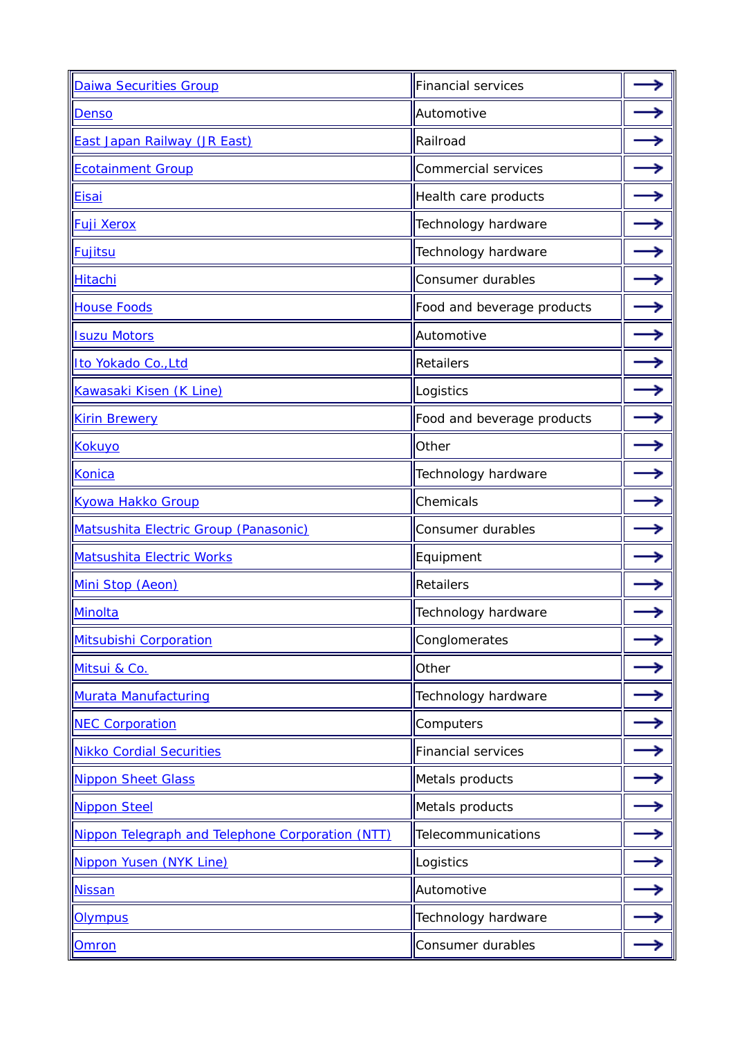| | | |
|---|---|---|
| Daiwa Securities Group | Financial services | → |
| Denso | Automotive | → |
| East Japan Railway (JR East) | Railroad | → |
| Ecotainment Group | Commercial services | → |
| Eisai | Health care products | → |
| Fuji Xerox | Technology hardware | → |
| Fujitsu | Technology hardware | → |
| Hitachi | Consumer durables | → |
| House Foods | Food and beverage products | → |
| Isuzu Motors | Automotive | → |
| Ito Yokado Co.,Ltd | Retailers | → |
| Kawasaki Kisen (K Line) | Logistics | → |
| Kirin Brewery | Food and beverage products | → |
| Kokuyo | Other | → |
| Konica | Technology hardware | → |
| Kyowa Hakko Group | Chemicals | → |
| Matsushita Electric Group (Panasonic) | Consumer durables | → |
| Matsushita Electric Works | Equipment | → |
| Mini Stop (Aeon) | Retailers | → |
| Minolta | Technology hardware | → |
| Mitsubishi Corporation | Conglomerates | → |
| Mitsui & Co. | Other | → |
| Murata Manufacturing | Technology hardware | → |
| NEC Corporation | Computers | → |
| Nikko Cordial Securities | Financial services | → |
| Nippon Sheet Glass | Metals products | → |
| Nippon Steel | Metals products | → |
| Nippon Telegraph and Telephone Corporation (NTT) | Telecommunications | → |
| Nippon Yusen (NYK Line) | Logistics | → |
| Nissan | Automotive | → |
| Olympus | Technology hardware | → |
| Omron | Consumer durables | → |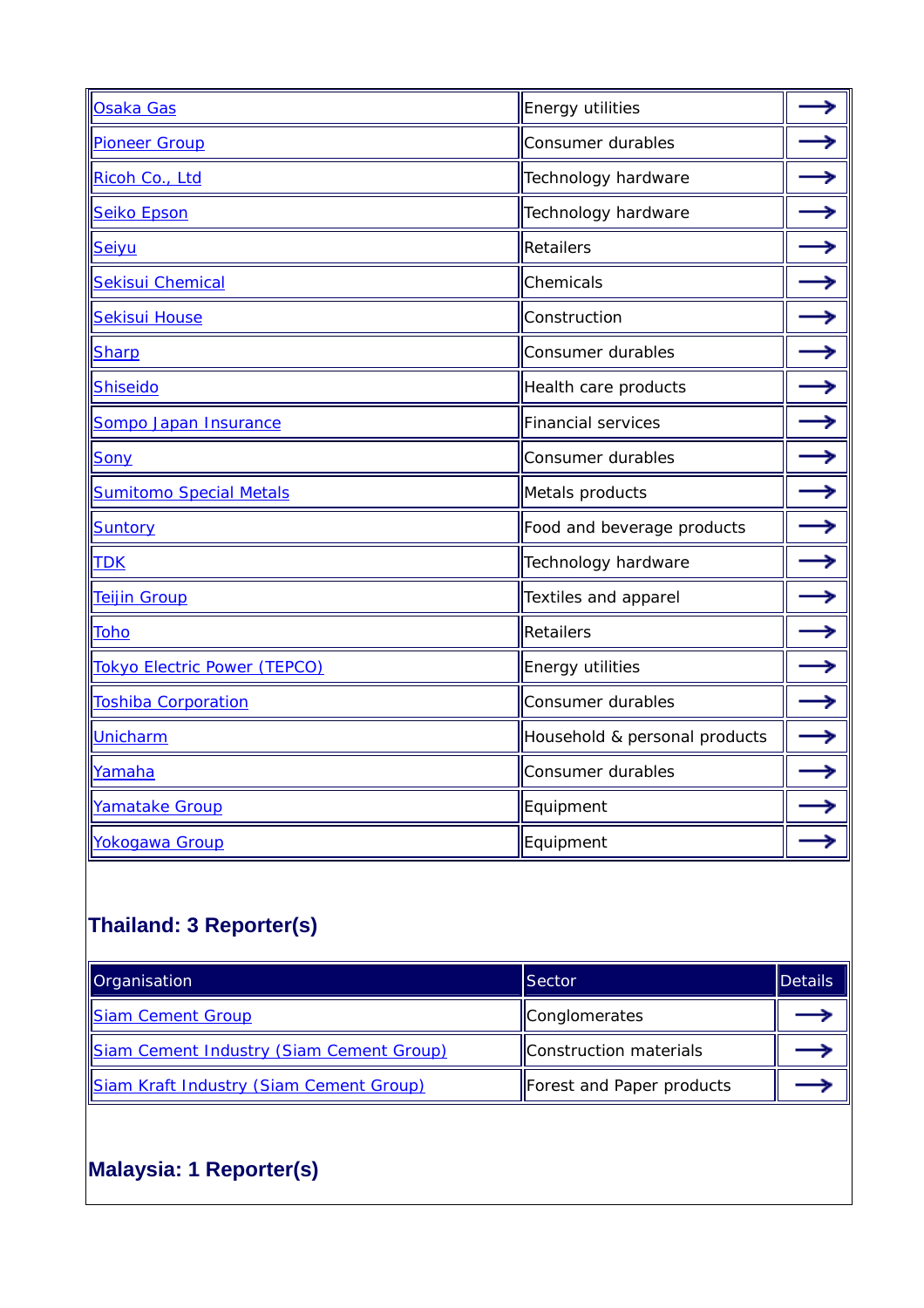| | | |
|---|---|---|
| Osaka Gas | Energy utilities | → |
| Pioneer Group | Consumer durables | → |
| Ricoh Co., Ltd | Technology hardware | → |
| Seiko Epson | Technology hardware | → |
| Seiyu | Retailers | → |
| Sekisui Chemical | Chemicals | → |
| Sekisui House | Construction | → |
| Sharp | Consumer durables | → |
| Shiseido | Health care products | → |
| Sompo Japan Insurance | Financial services | → |
| Sony | Consumer durables | → |
| Sumitomo Special Metals | Metals products | → |
| Suntory | Food and beverage products | → |
| TDK | Technology hardware | → |
| Teijin Group | Textiles and apparel | → |
| Toho | Retailers | → |
| Tokyo Electric Power (TEPCO) | Energy utilities | → |
| Toshiba Corporation | Consumer durables | → |
| Unicharm | Household & personal products | → |
| Yamaha | Consumer durables | → |
| Yamatake Group | Equipment | → |
| Yokogawa Group | Equipment | → |

### Thailand: 3 Reporter(s)

| Organisation | Sector | Details |
|---|---|---|
| Siam Cement Group | Conglomerates | → |
| Siam Cement Industry (Siam Cement Group) | Construction materials | → |
| Siam Kraft Industry (Siam Cement Group) | Forest and Paper products | → |

### Malaysia: 1 Reporter(s)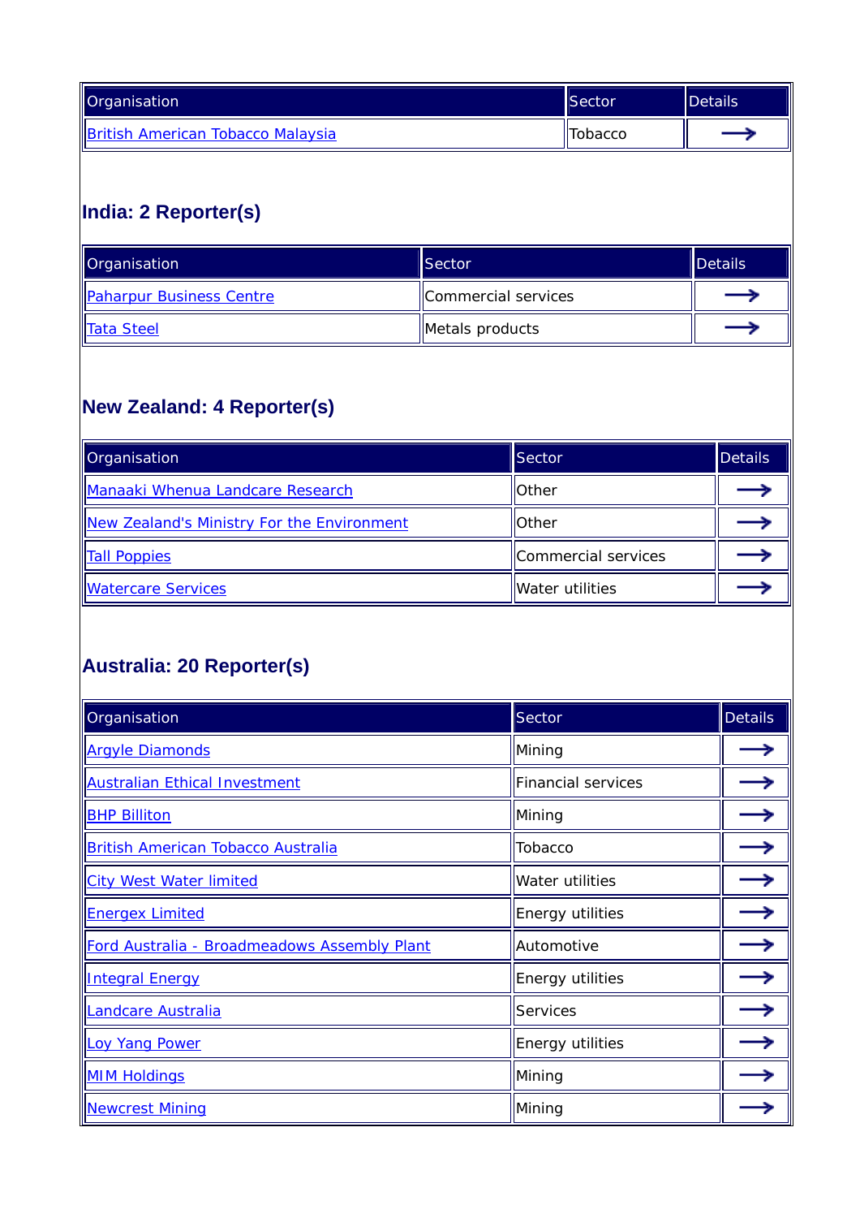| Organisation | Sector | Details |
| --- | --- | --- |
| British American Tobacco Malaysia | Tobacco | → |

## India: 2 Reporter(s)

| Organisation | Sector | Details |
| --- | --- | --- |
| Paharpur Business Centre | Commercial services | → |
| Tata Steel | Metals products | → |

## New Zealand: 4 Reporter(s)

| Organisation | Sector | Details |
| --- | --- | --- |
| Manaaki Whenua Landcare Research | Other | → |
| New Zealand's Ministry For the Environment | Other | → |
| Tall Poppies | Commercial services | → |
| Watercare Services | Water utilities | → |

## Australia: 20 Reporter(s)

| Organisation | Sector | Details |
| --- | --- | --- |
| Argyle Diamonds | Mining | → |
| Australian Ethical Investment | Financial services | → |
| BHP Billiton | Mining | → |
| British American Tobacco Australia | Tobacco | → |
| City West Water limited | Water utilities | → |
| Energex Limited | Energy utilities | → |
| Ford Australia - Broadmeadows Assembly Plant | Automotive | → |
| Integral Energy | Energy utilities | → |
| Landcare Australia | Services | → |
| Loy Yang Power | Energy utilities | → |
| MIM Holdings | Mining | → |
| Newcrest Mining | Mining | → |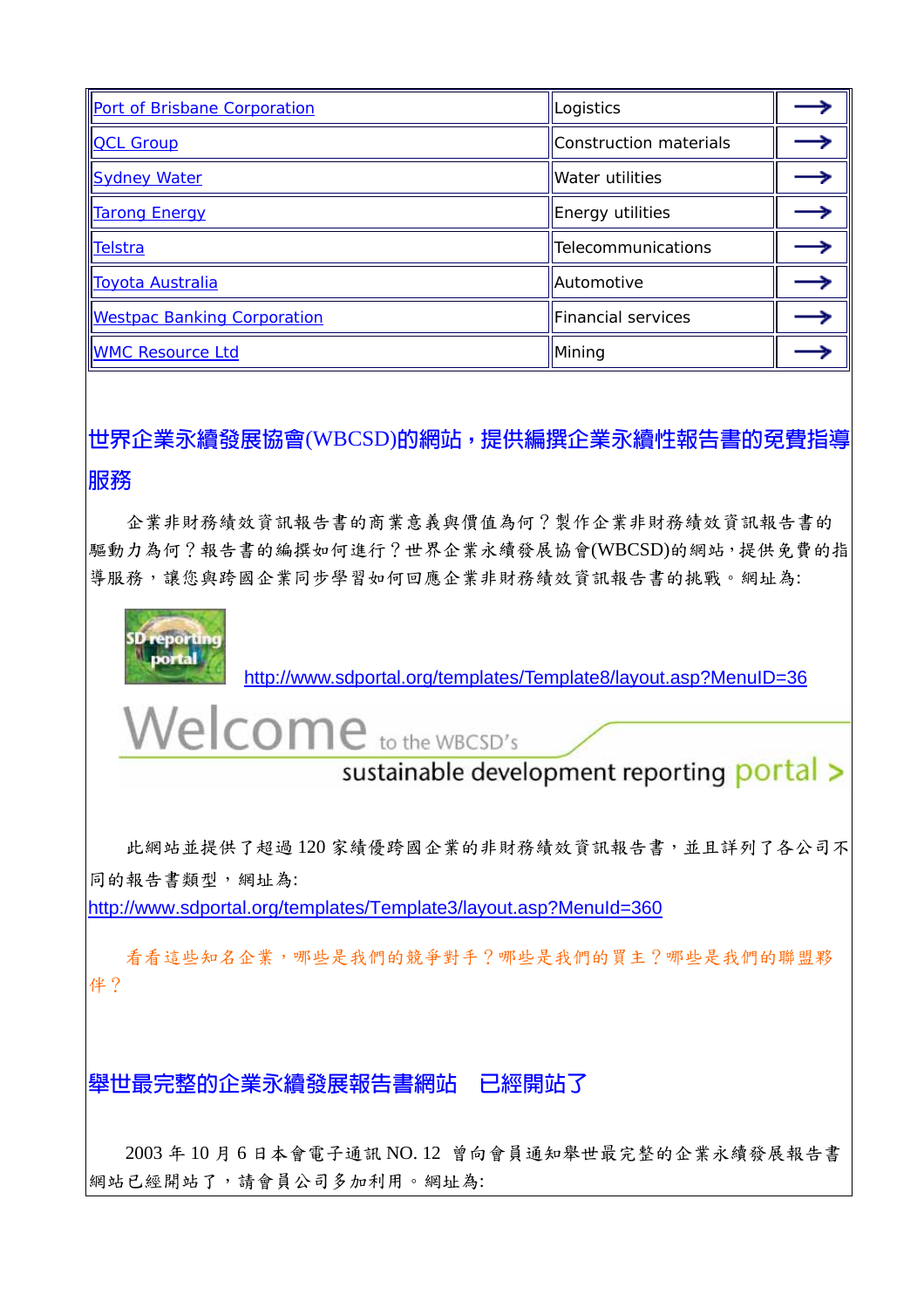| | | |
|---|---|---|
| Port of Brisbane Corporation | Logistics | → |
| QCL Group | Construction materials | → |
| Sydney Water | Water utilities | → |
| Tarong Energy | Energy utilities | → |
| Telstra | Telecommunications | → |
| Toyota Australia | Automotive | → |
| Westpac Banking Corporation | Financial services | → |
| WMC Resource Ltd | Mining | → |

## 世界企業永續發展協會(WBCSD)的網站，提供編撰企業永續性報告書的免費指導服務

企業非財務績效資訊報告書的商業意義與價值為何？製作企業非財務績效資訊報告書的驅動力為何？報告書的編撰如何進行？世界企業永續發展協會(WBCSD)的網站，提供免費的指導服務，讓您與跨國企業同步學習如何回應企業非財務績效資訊報告書的挑戰。網址為:

SD reporting portal http://www.sdportal.org/templates/Template8/layout.asp?MenuID=36

Welcome to the WBCSD's sustainable development reporting portal >

此網站並提供了超過 120 家績優跨國企業的非財務績效資訊報告書，並且詳列了各公司不同的報告書類型，網址為:
http://www.sdportal.org/templates/Template3/layout.asp?MenuId=360

看看這些知名企業，哪些是我們的競爭對手？哪些是我們的買主？哪些是我們的聯盟夥伴？

## 舉世最完整的企業永續發展報告書網站　已經開站了

2003 年 10 月 6 日本會電子通訊 NO. 12 曾向會員通知舉世最完整的企業永續發展報告書網站已經開站了，請會員公司多加利用。網址為: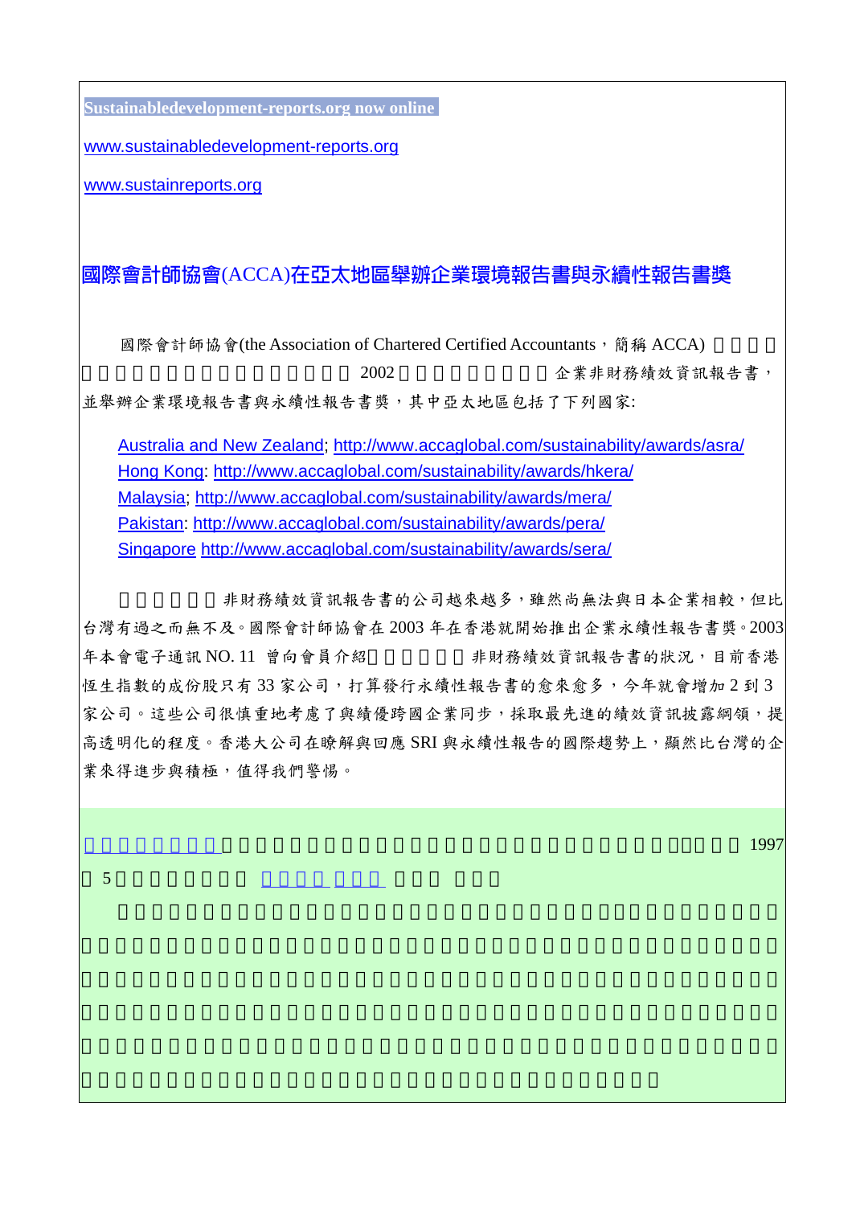**Sustainabledevelopment-reports.org now online**

www.sustainabledevelopment-reports.org

www.sustainreports.org

## 國際會計師協會(ACCA)在亞太地區舉辦企業環境報告書與永續性報告書獎

國際會計師協會(the Association of Chartered Certified Accountants，簡稱 ACCA) 2002 企業非財務績效資訊報告書，並舉辦企業環境報告書與永續性報告書獎，其中亞太地區包括了下列國家:

- Australia and New Zealand; http://www.accaglobal.com/sustainability/awards/asra/
- Hong Kong: http://www.accaglobal.com/sustainability/awards/hkera/
- Malaysia; http://www.accaglobal.com/sustainability/awards/mera/
- Pakistan: http://www.accaglobal.com/sustainability/awards/pera/
- Singapore http://www.accaglobal.com/sustainability/awards/sera/

非財務績效資訊報告書的公司越來越多，雖然尚無法與日本企業相較，但比台灣有過之而無不及。國際會計師協會在 2003 年在香港就開始推出企業永續性報告書獎。2003 年本會電子通訊 NO. 11 曾向會員介紹 非財務績效資訊報告書的狀況，目前香港恆生指數的成份股只有 33 家公司，打算發行永續性報告書的愈來愈多，今年就會增加 2 到 3 家公司。這些公司很慎重地考慮了與績優跨國企業同步，採取最先進的績效資訊披露綱領，提高透明化的程度。香港大公司在瞭解與回應 SRI 與永續性報告的國際趨勢上，顯然比台灣的企業來得進步與積極，值得我們警惕。

1997

5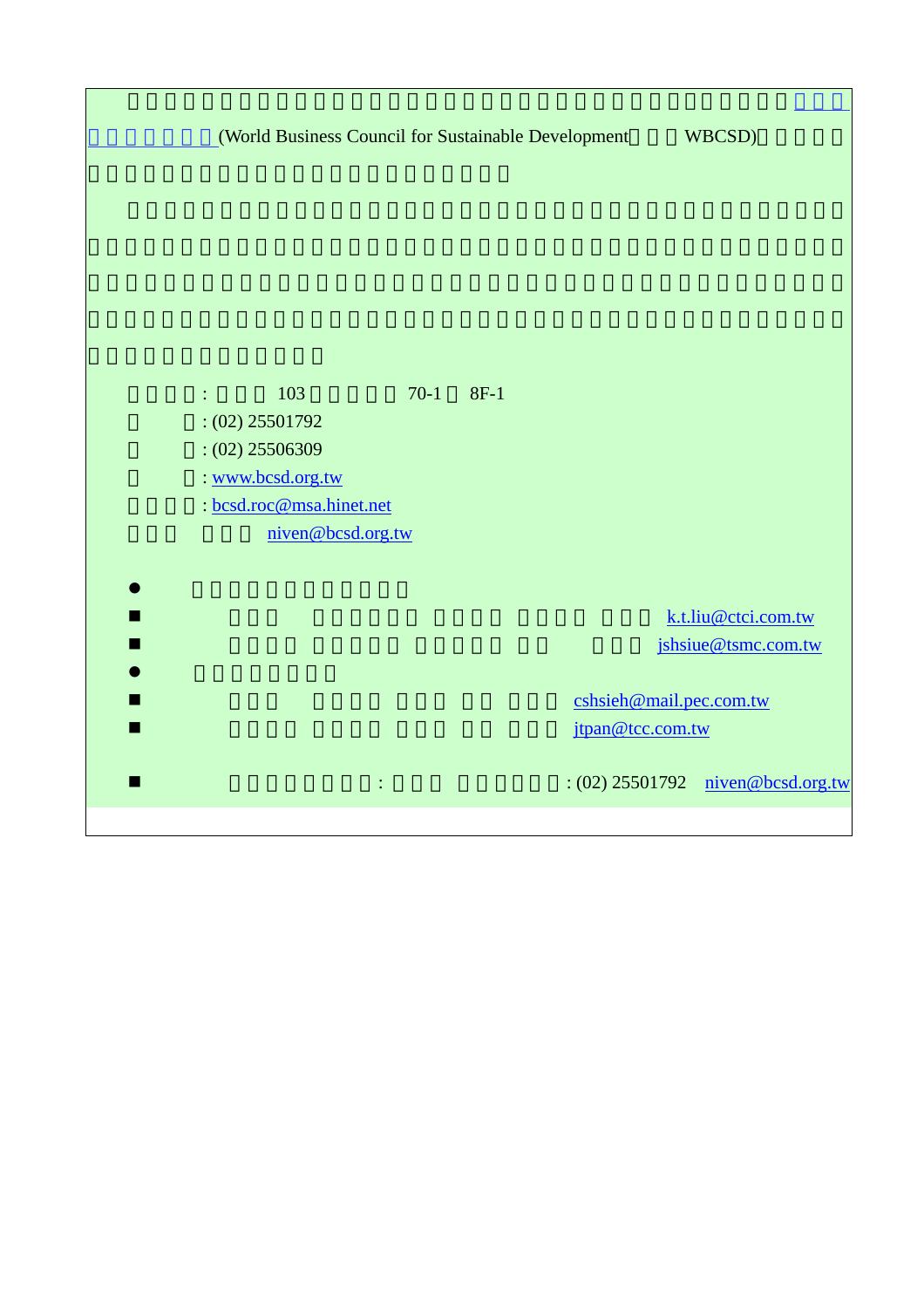(World Business Council for Sustainable Development, WBCSD)

: 103 70-1 8F-1

: (02) 25501792

: (02) 25506309

: www.bcsd.org.tw

: bcsd.roc@msa.hinet.net

niven@bcsd.org.tw

- k.t.liu@ctci.com.tw
- jshsiue@tsmc.com.tw

- cshsieh@mail.pec.com.tw
- jtpan@tcc.com.tw

- : (02) 25501792 niven@bcsd.org.tw